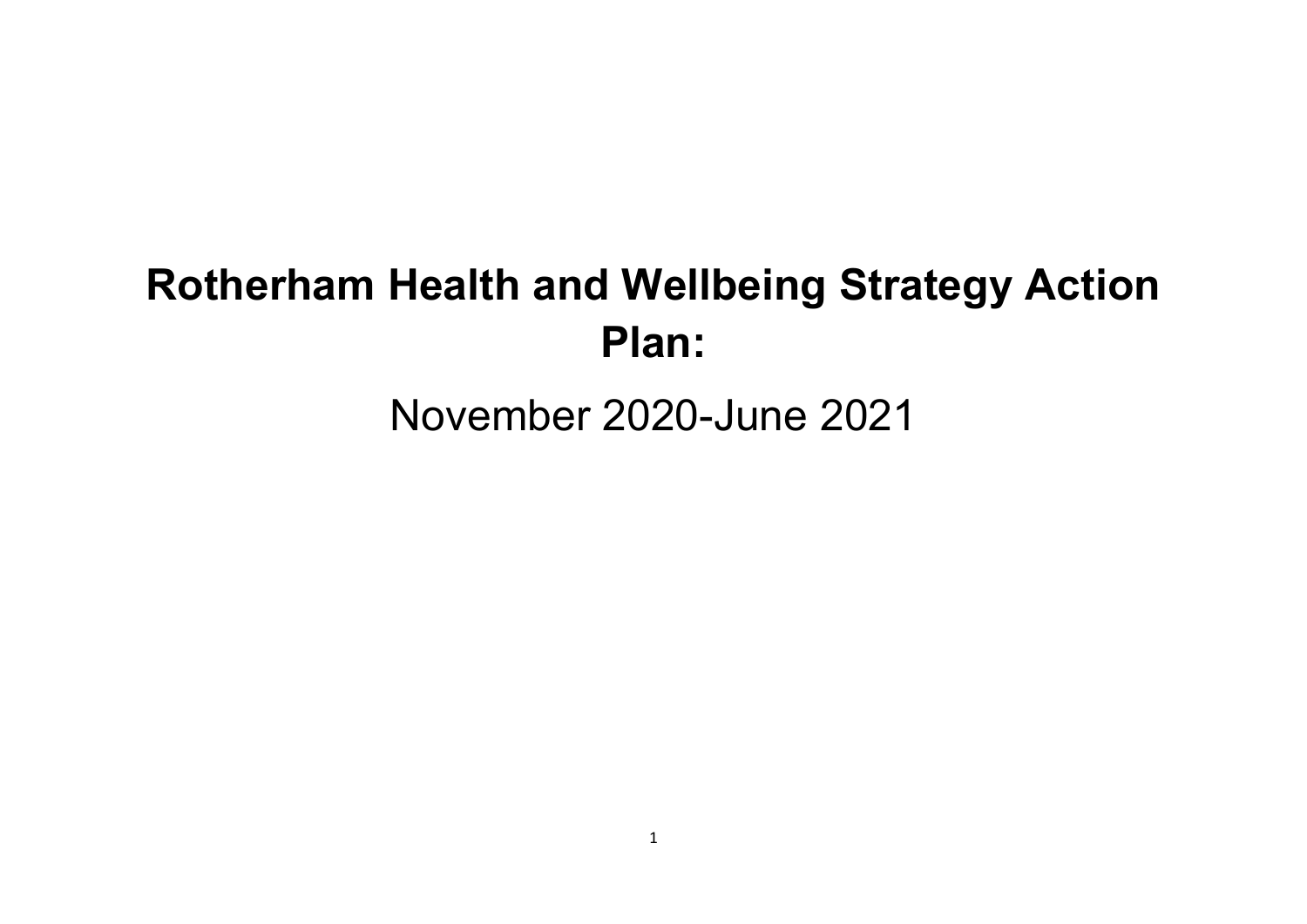# Rotherham Health and Wellbeing Strategy Action Plan:

November 2020-June 2021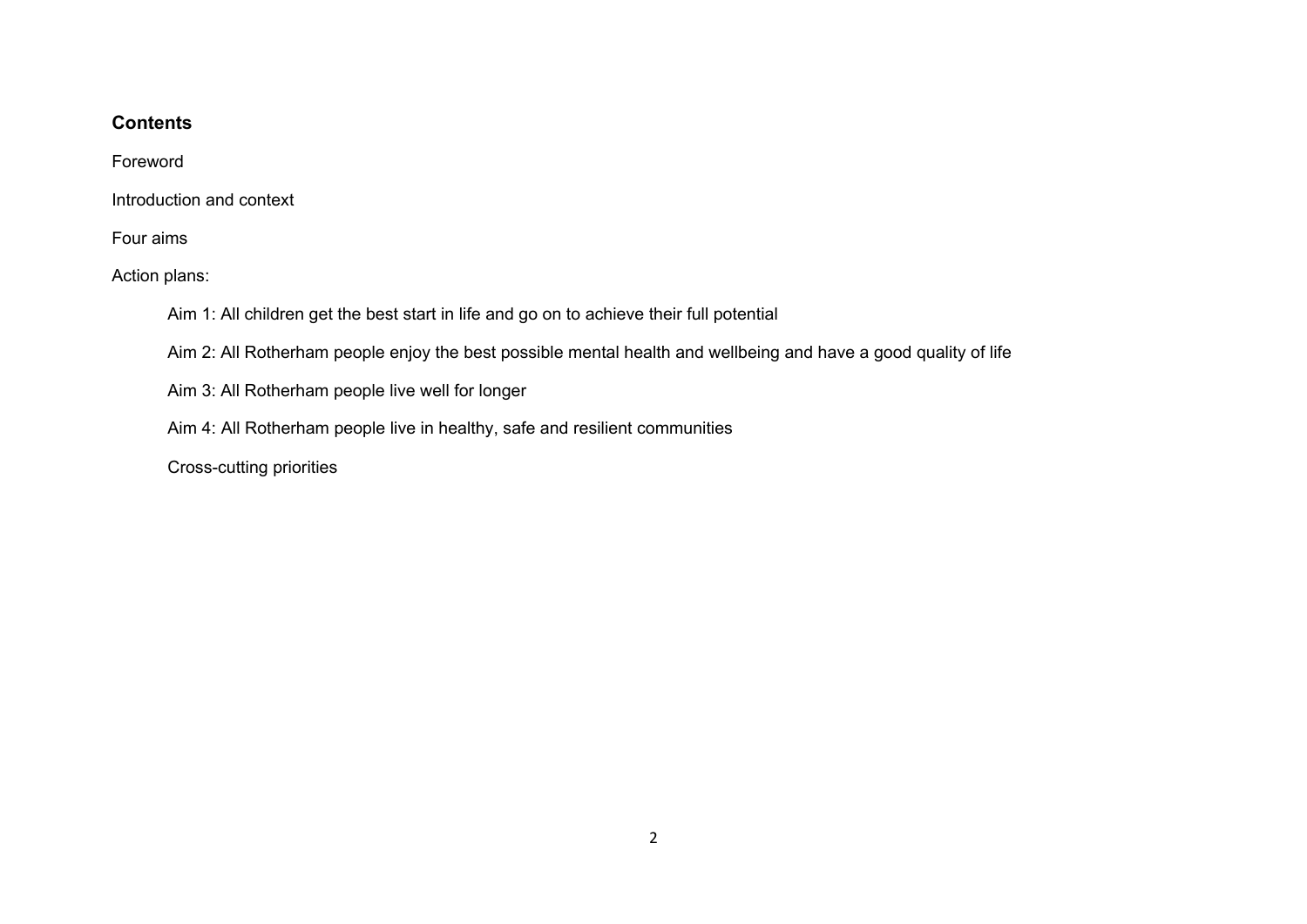## Contents

Foreword

Introduction and context

Four aims

Action plans:

- Aim 1: All children get the best start in life and go on to achieve their full potential
- Aim 2: All Rotherham people enjoy the best possible mental health and wellbeing and have a good quality of life
- Aim 3: All Rotherham people live well for longer
- Aim 4: All Rotherham people live in healthy, safe and resilient communities
- Cross-cutting priorities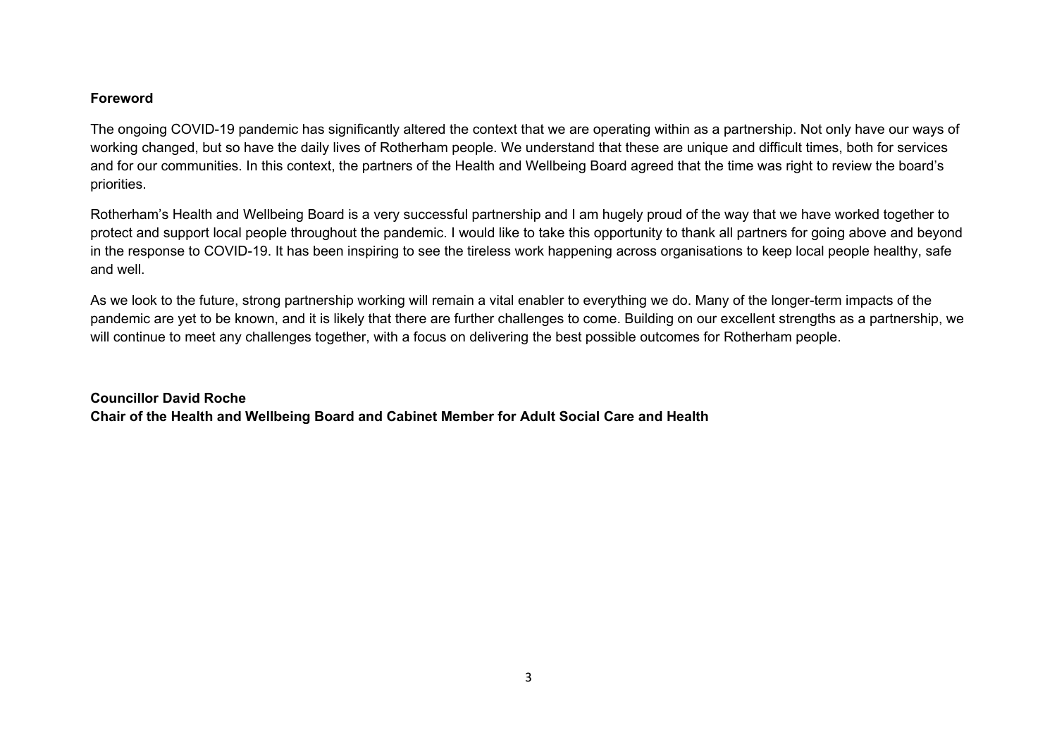## Foreword

The ongoing COVID-19 pandemic has significantly altered the context that we are operating within as a partnership. Not only have our ways of working changed, but so have the daily lives of Rotherham people. We understand that these are unique and difficult times, both for services and for our communities. In this context, the partners of the Health and Wellbeing Board agreed that the time was right to review the board's priorities.

Rotherham's Health and Wellbeing Board is a very successful partnership and I am hugely proud of the way that we have worked together to protect and support local people throughout the pandemic. I would like to take this opportunity to thank all partners for going above and beyond in the response to COVID-19. It has been inspiring to see the tireless work happening across organisations to keep local people healthy, safe and well.

As we look to the future, strong partnership working will remain a vital enabler to everything we do. Many of the longer-term impacts of the pandemic are yet to be known, and it is likely that there are further challenges to come. Building on our excellent strengths as a partnership, we will continue to meet any challenges together, with a focus on delivering the best possible outcomes for Rotherham people.

**Councillor David Roche**
**Chair of the Health and Wellbeing Board and Cabinet Member for Adult Social Care and Health**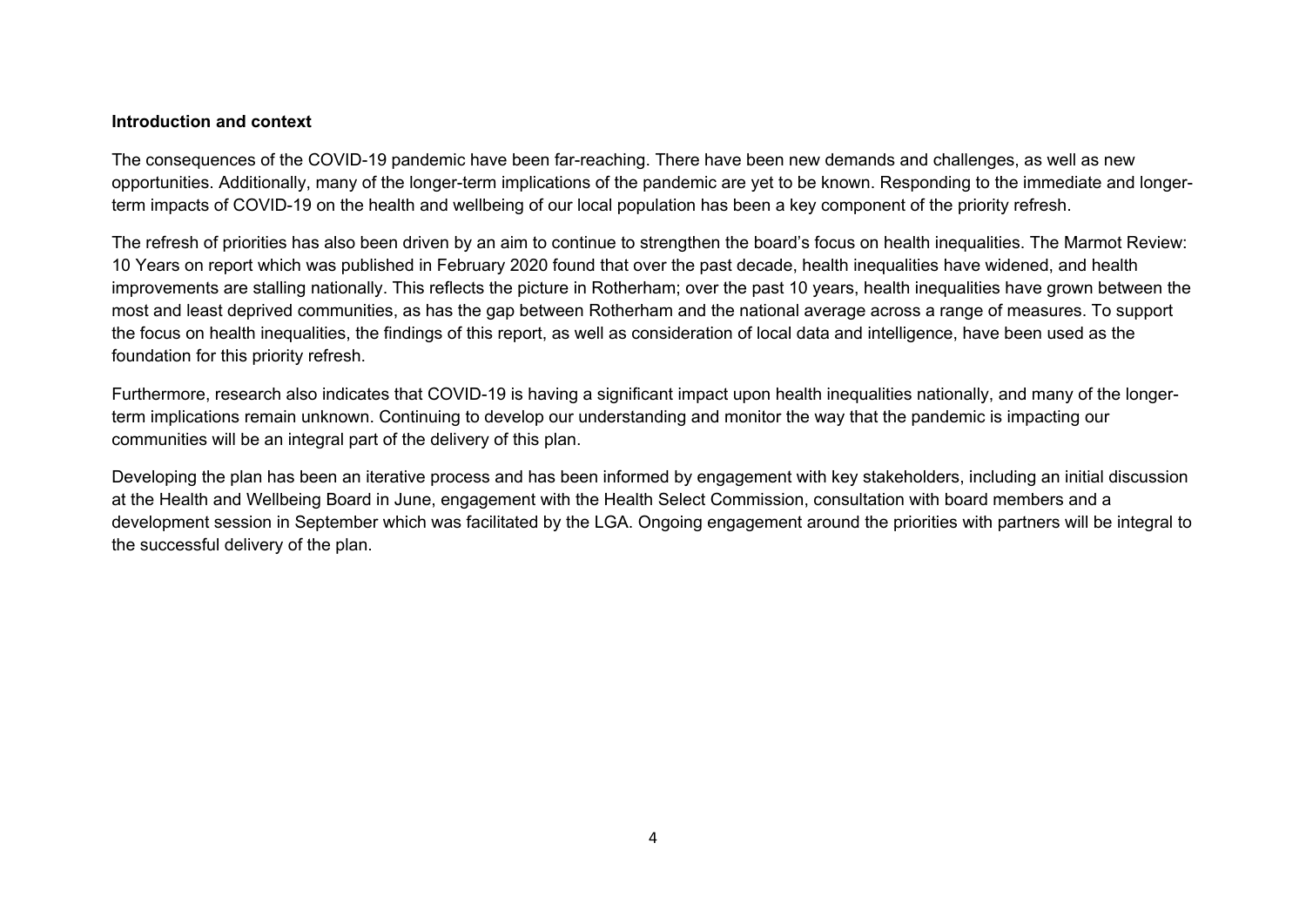**Introduction and context**

The consequences of the COVID-19 pandemic have been far-reaching. There have been new demands and challenges, as well as new opportunities. Additionally, many of the longer-term implications of the pandemic are yet to be known. Responding to the immediate and longer-term impacts of COVID-19 on the health and wellbeing of our local population has been a key component of the priority refresh.

The refresh of priorities has also been driven by an aim to continue to strengthen the board's focus on health inequalities. The Marmot Review: 10 Years on report which was published in February 2020 found that over the past decade, health inequalities have widened, and health improvements are stalling nationally. This reflects the picture in Rotherham; over the past 10 years, health inequalities have grown between the most and least deprived communities, as has the gap between Rotherham and the national average across a range of measures. To support the focus on health inequalities, the findings of this report, as well as consideration of local data and intelligence, have been used as the foundation for this priority refresh.

Furthermore, research also indicates that COVID-19 is having a significant impact upon health inequalities nationally, and many of the longer-term implications remain unknown. Continuing to develop our understanding and monitor the way that the pandemic is impacting our communities will be an integral part of the delivery of this plan.

Developing the plan has been an iterative process and has been informed by engagement with key stakeholders, including an initial discussion at the Health and Wellbeing Board in June, engagement with the Health Select Commission, consultation with board members and a development session in September which was facilitated by the LGA. Ongoing engagement around the priorities with partners will be integral to the successful delivery of the plan.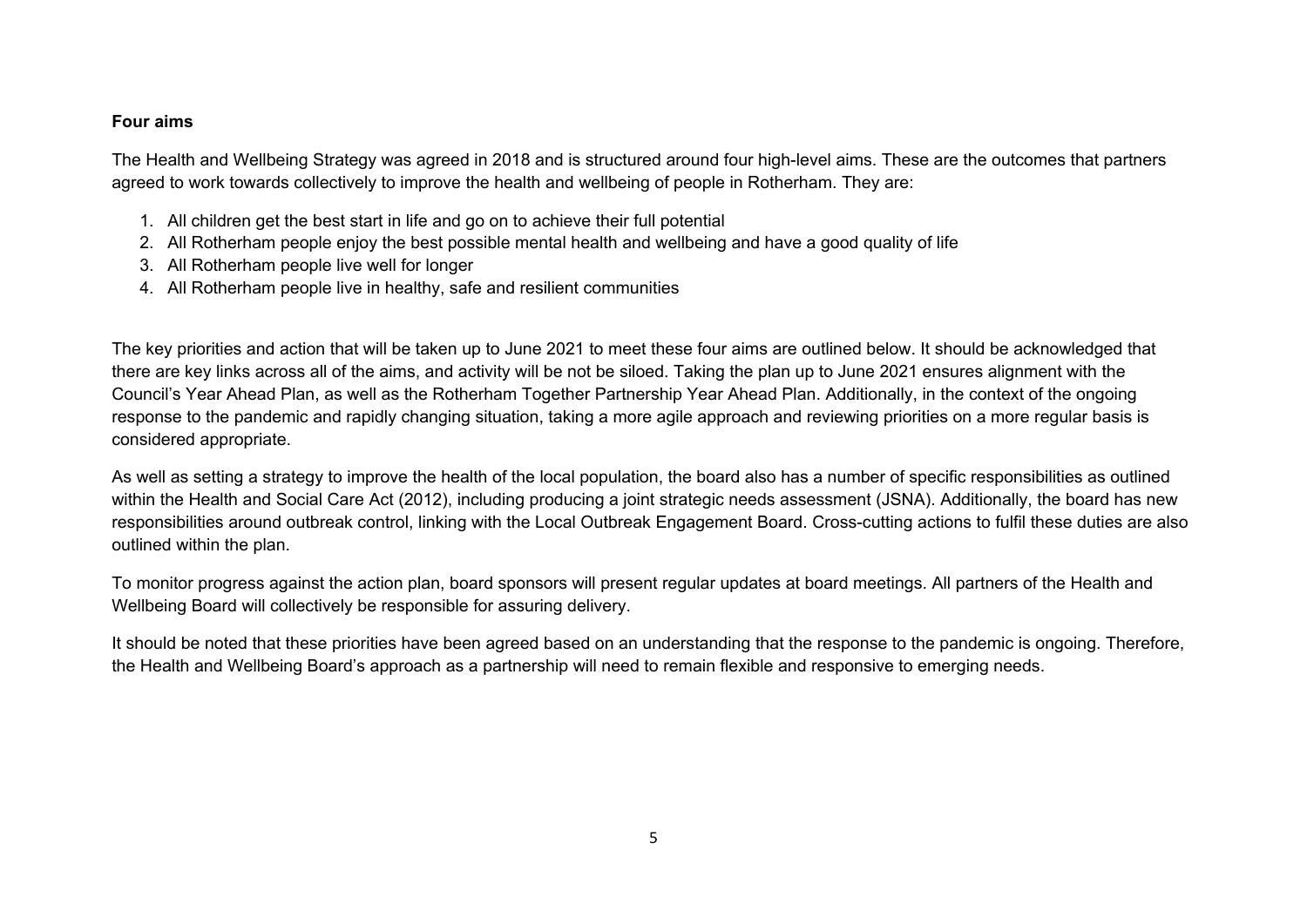**Four aims**

The Health and Wellbeing Strategy was agreed in 2018 and is structured around four high-level aims. These are the outcomes that partners agreed to work towards collectively to improve the health and wellbeing of people in Rotherham. They are:

1. All children get the best start in life and go on to achieve their full potential
2. All Rotherham people enjoy the best possible mental health and wellbeing and have a good quality of life
3. All Rotherham people live well for longer
4. All Rotherham people live in healthy, safe and resilient communities

The key priorities and action that will be taken up to June 2021 to meet these four aims are outlined below. It should be acknowledged that there are key links across all of the aims, and activity will be not be siloed. Taking the plan up to June 2021 ensures alignment with the Council's Year Ahead Plan, as well as the Rotherham Together Partnership Year Ahead Plan. Additionally, in the context of the ongoing response to the pandemic and rapidly changing situation, taking a more agile approach and reviewing priorities on a more regular basis is considered appropriate.

As well as setting a strategy to improve the health of the local population, the board also has a number of specific responsibilities as outlined within the Health and Social Care Act (2012), including producing a joint strategic needs assessment (JSNA). Additionally, the board has new responsibilities around outbreak control, linking with the Local Outbreak Engagement Board. Cross-cutting actions to fulfil these duties are also outlined within the plan.

To monitor progress against the action plan, board sponsors will present regular updates at board meetings. All partners of the Health and Wellbeing Board will collectively be responsible for assuring delivery.

It should be noted that these priorities have been agreed based on an understanding that the response to the pandemic is ongoing. Therefore, the Health and Wellbeing Board's approach as a partnership will need to remain flexible and responsive to emerging needs.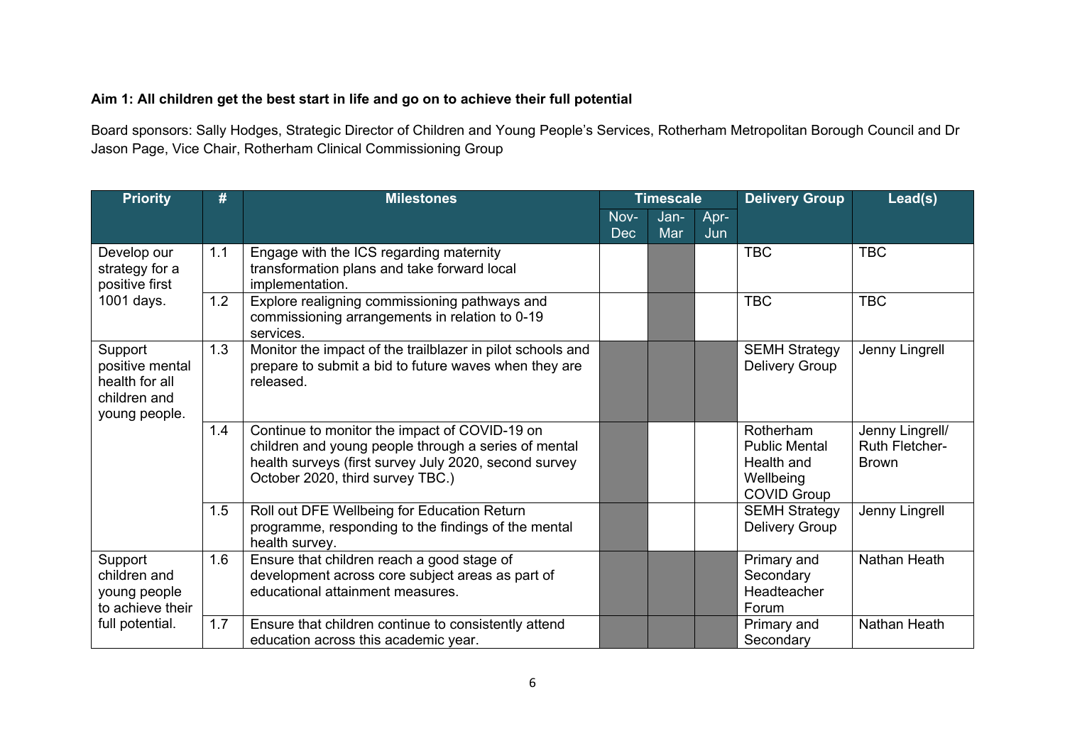**Aim 1: All children get the best start in life and go on to achieve their full potential**

Board sponsors: Sally Hodges, Strategic Director of Children and Young People's Services, Rotherham Metropolitan Borough Council and Dr Jason Page, Vice Chair, Rotherham Clinical Commissioning Group

| Priority | # | Milestones | Timescale | | | Delivery Group | Lead(s) |
|---|---|---|---|---|---|---|---|
| | | | Nov-Dec | Jan-Mar | Apr-Jun | | |
| Develop our strategy for a positive first 1001 days. | 1.1 | Engage with the ICS regarding maternity transformation plans and take forward local implementation. | | ■ | | TBC | TBC |
| | 1.2 | Explore realigning commissioning pathways and commissioning arrangements in relation to 0-19 services. | | ■ | | TBC | TBC |
| Support positive mental health for all children and young people. | 1.3 | Monitor the impact of the trailblazer in pilot schools and prepare to submit a bid to future waves when they are released. | ■ | ■ | ■ | SEMH Strategy Delivery Group | Jenny Lingrell |
| | 1.4 | Continue to monitor the impact of COVID-19 on children and young people through a series of mental health surveys (first survey July 2020, second survey October 2020, third survey TBC.) | ■ | | | Rotherham Public Mental Health and Wellbeing COVID Group | Jenny Lingrell/ Ruth Fletcher-Brown |
| | 1.5 | Roll out DFE Wellbeing for Education Return programme, responding to the findings of the mental health survey. | ■ | | | SEMH Strategy Delivery Group | Jenny Lingrell |
| Support children and young people to achieve their full potential. | 1.6 | Ensure that children reach a good stage of development across core subject areas as part of educational attainment measures. | ■ | ■ | ■ | Primary and Secondary Headteacher Forum | Nathan Heath |
| | 1.7 | Ensure that children continue to consistently attend education across this academic year. | ■ | ■ | ■ | Primary and Secondary | Nathan Heath |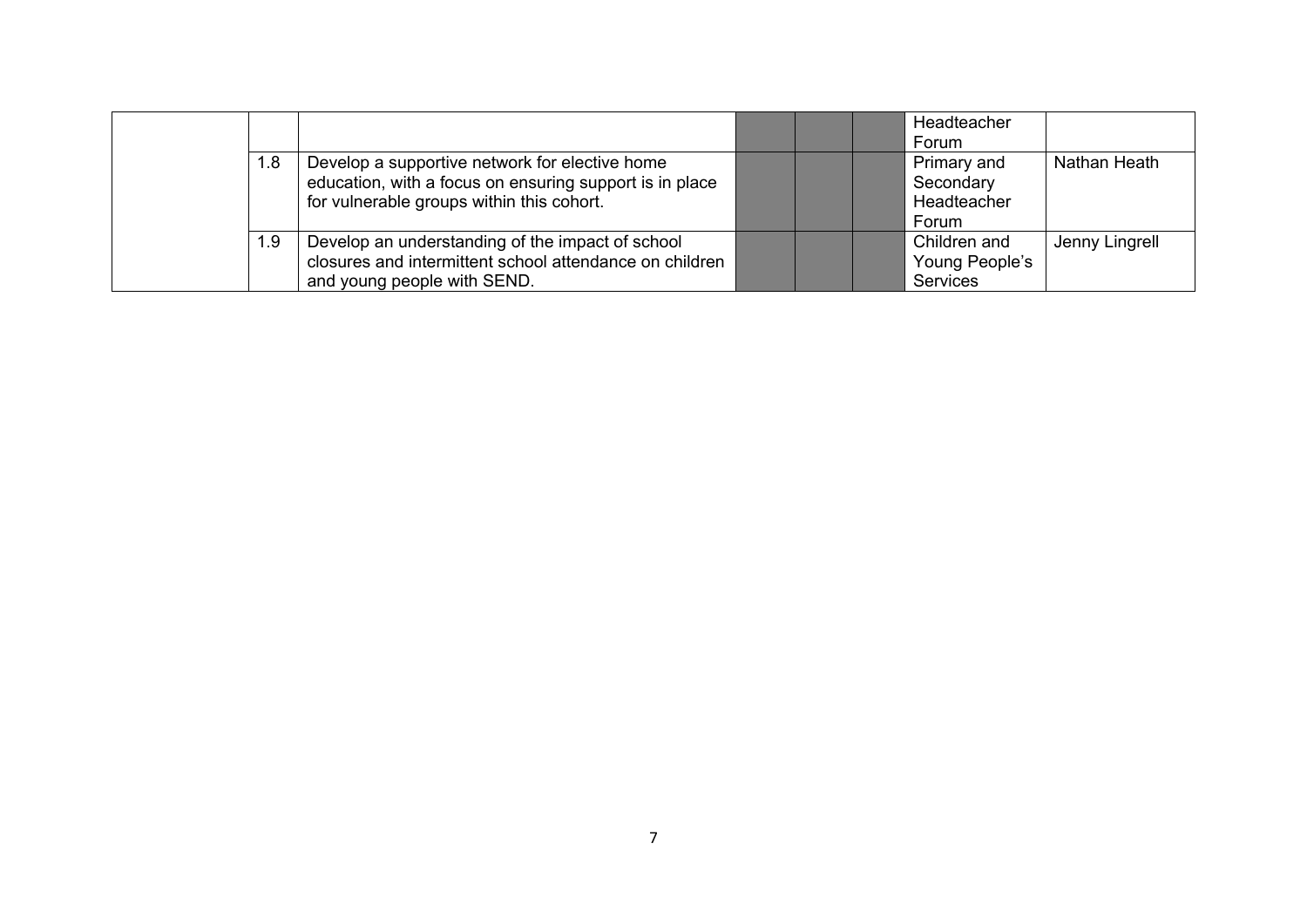| | | | | | | | |
|---|---|---|---|---|---|---|---|
| | | | | | | Headteacher Forum | |
| | 1.8 | Develop a supportive network for elective home education, with a focus on ensuring support is in place for vulnerable groups within this cohort. | | | | Primary and Secondary Headteacher Forum | Nathan Heath |
| | 1.9 | Develop an understanding of the impact of school closures and intermittent school attendance on children and young people with SEND. | | | | Children and Young People's Services | Jenny Lingrell |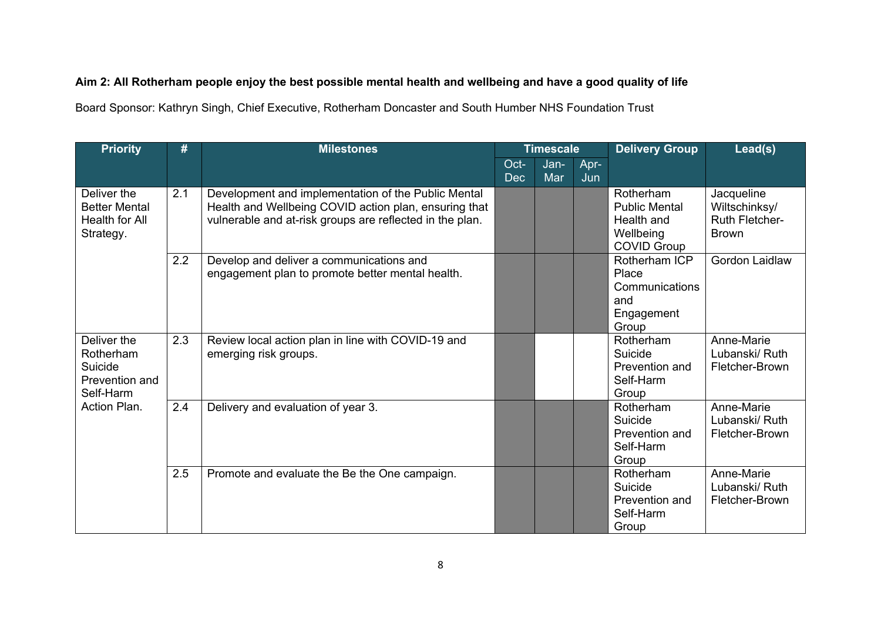**Aim 2: All Rotherham people enjoy the best possible mental health and wellbeing and have a good quality of life**

Board Sponsor: Kathryn Singh, Chief Executive, Rotherham Doncaster and South Humber NHS Foundation Trust

| Priority | # | Milestones | Timescale | | | Delivery Group | Lead(s) |
|---|---|---|---|---|---|---|---|
| | | | Oct-Dec | Jan-Mar | Apr-Jun | | |
| Deliver the Better Mental Health for All Strategy. | 2.1 | Development and implementation of the Public Mental Health and Wellbeing COVID action plan, ensuring that vulnerable and at-risk groups are reflected in the plan. | ■ | ■ | ■ | Rotherham Public Mental Health and Wellbeing COVID Group | Jacqueline Wiltschinksy/ Ruth Fletcher-Brown |
| | 2.2 | Develop and deliver a communications and engagement plan to promote better mental health. | ■ | ■ | ■ | Rotherham ICP Place Communications and Engagement Group | Gordon Laidlaw |
| Deliver the Rotherham Suicide Prevention and Self-Harm Action Plan. | 2.3 | Review local action plan in line with COVID-19 and emerging risk groups. | ■ | | | Rotherham Suicide Prevention and Self-Harm Group | Anne-Marie Lubanski/ Ruth Fletcher-Brown |
| | 2.4 | Delivery and evaluation of year 3. | ■ | ■ | ■ | Rotherham Suicide Prevention and Self-Harm Group | Anne-Marie Lubanski/ Ruth Fletcher-Brown |
| | 2.5 | Promote and evaluate the Be the One campaign. | ■ | ■ | ■ | Rotherham Suicide Prevention and Self-Harm Group | Anne-Marie Lubanski/ Ruth Fletcher-Brown |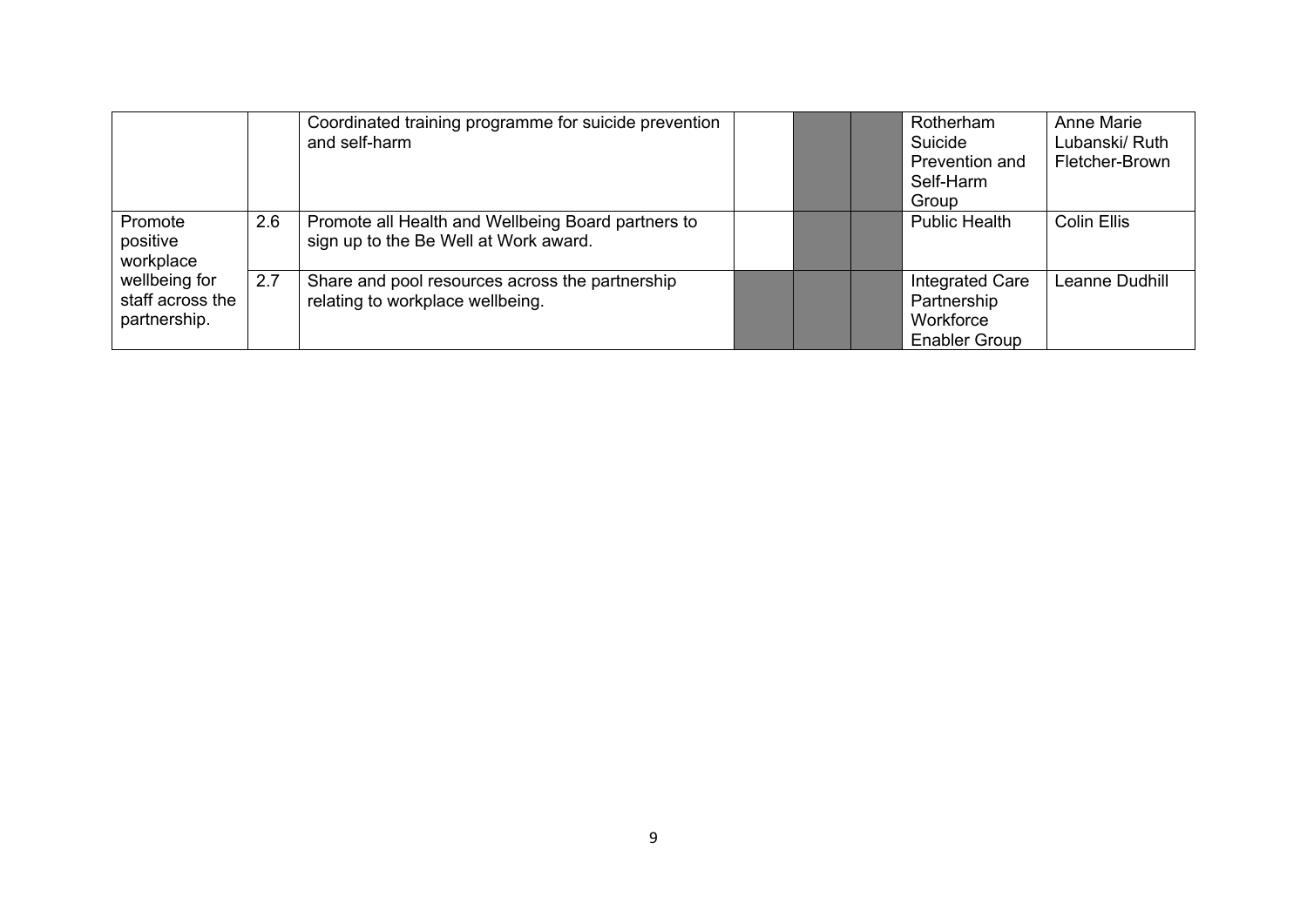| | | | | | | | |
|---|---|---|---|---|---|---|---|
| | | Coordinated training programme for suicide prevention and self-harm | | | | Rotherham Suicide Prevention and Self-Harm Group | Anne Marie Lubanski/ Ruth Fletcher-Brown |
| Promote positive workplace wellbeing for staff across the partnership. | 2.6 | Promote all Health and Wellbeing Board partners to sign up to the Be Well at Work award. | | | | Public Health | Colin Ellis |
| | 2.7 | Share and pool resources across the partnership relating to workplace wellbeing. | | | | Integrated Care Partnership Workforce Enabler Group | Leanne Dudhill |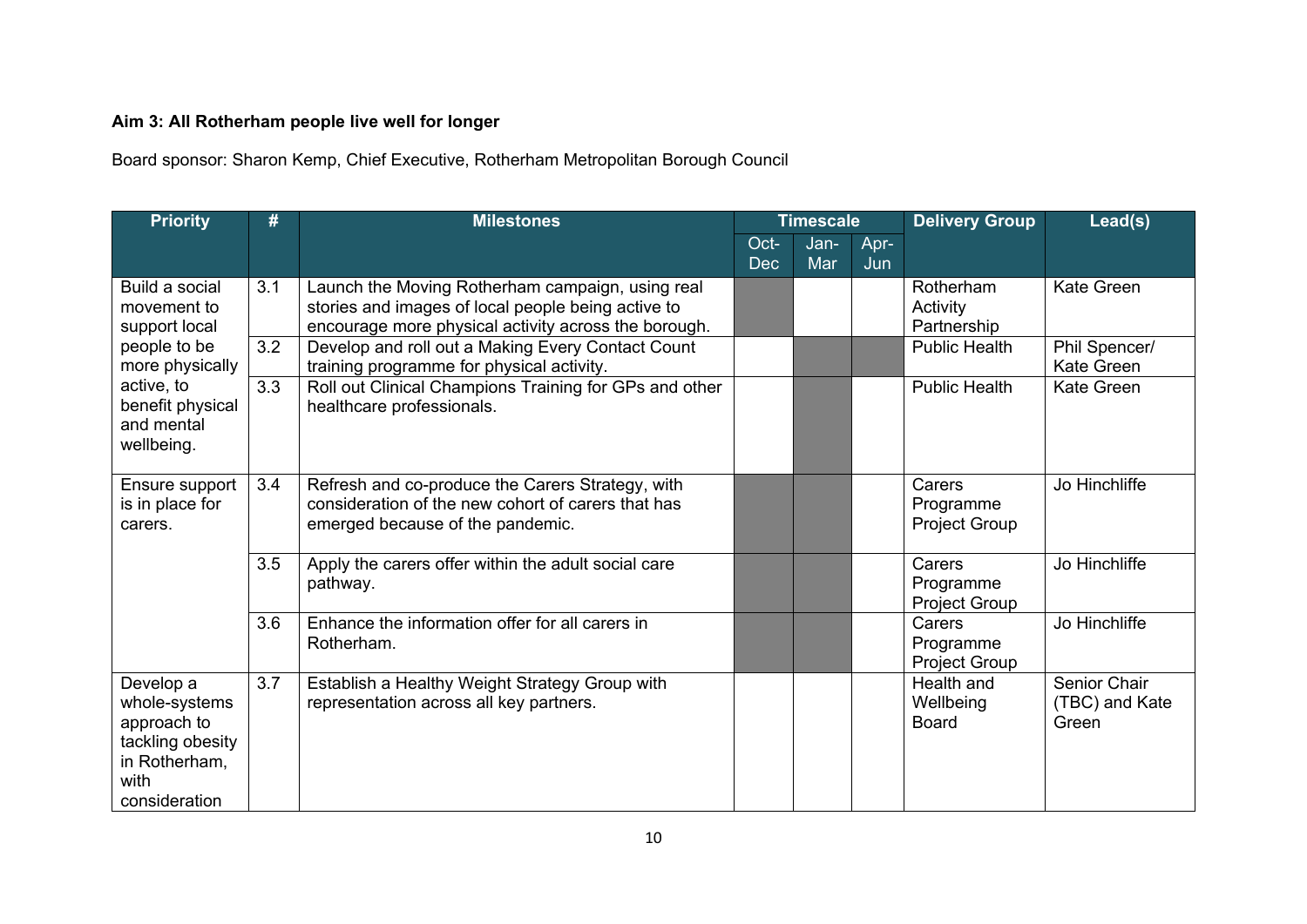**Aim 3: All Rotherham people live well for longer**

Board sponsor: Sharon Kemp, Chief Executive, Rotherham Metropolitan Borough Council

| Priority | # | Milestones | Timescale | | | Delivery Group | Lead(s) |
|---|---|---|---|---|---|---|---|
| | | | Oct-Dec | Jan-Mar | Apr-Jun | | |
| Build a social movement to support local people to be more physically active, to benefit physical and mental wellbeing. | 3.1 | Launch the Moving Rotherham campaign, using real stories and images of local people being active to encourage more physical activity across the borough. | ■ | | | Rotherham Activity Partnership | Kate Green |
| | 3.2 | Develop and roll out a Making Every Contact Count training programme for physical activity. | | ■ | ■ | Public Health | Phil Spencer/ Kate Green |
| | 3.3 | Roll out Clinical Champions Training for GPs and other healthcare professionals. | | ■ | | Public Health | Kate Green |
| Ensure support is in place for carers. | 3.4 | Refresh and co-produce the Carers Strategy, with consideration of the new cohort of carers that has emerged because of the pandemic. | ■ | ■ | | Carers Programme Project Group | Jo Hinchliffe |
| | 3.5 | Apply the carers offer within the adult social care pathway. | ■ | ■ | | Carers Programme Project Group | Jo Hinchliffe |
| | 3.6 | Enhance the information offer for all carers in Rotherham. | ■ | ■ | | Carers Programme Project Group | Jo Hinchliffe |
| Develop a whole-systems approach to tackling obesity in Rotherham, with consideration | 3.7 | Establish a Healthy Weight Strategy Group with representation across all key partners. | | | | Health and Wellbeing Board | Senior Chair (TBC) and Kate Green |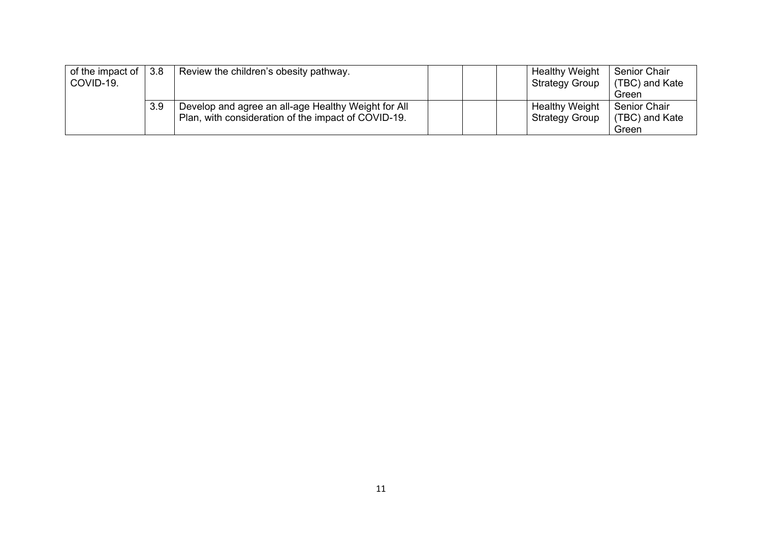| | | | | | | | |
|---|---|---|---|---|---|---|---|
| of the impact of COVID-19. | 3.8 | Review the children's obesity pathway. | | | | Healthy Weight Strategy Group | Senior Chair (TBC) and Kate Green |
| | 3.9 | Develop and agree an all-age Healthy Weight for All Plan, with consideration of the impact of COVID-19. | | | | Healthy Weight Strategy Group | Senior Chair (TBC) and Kate Green |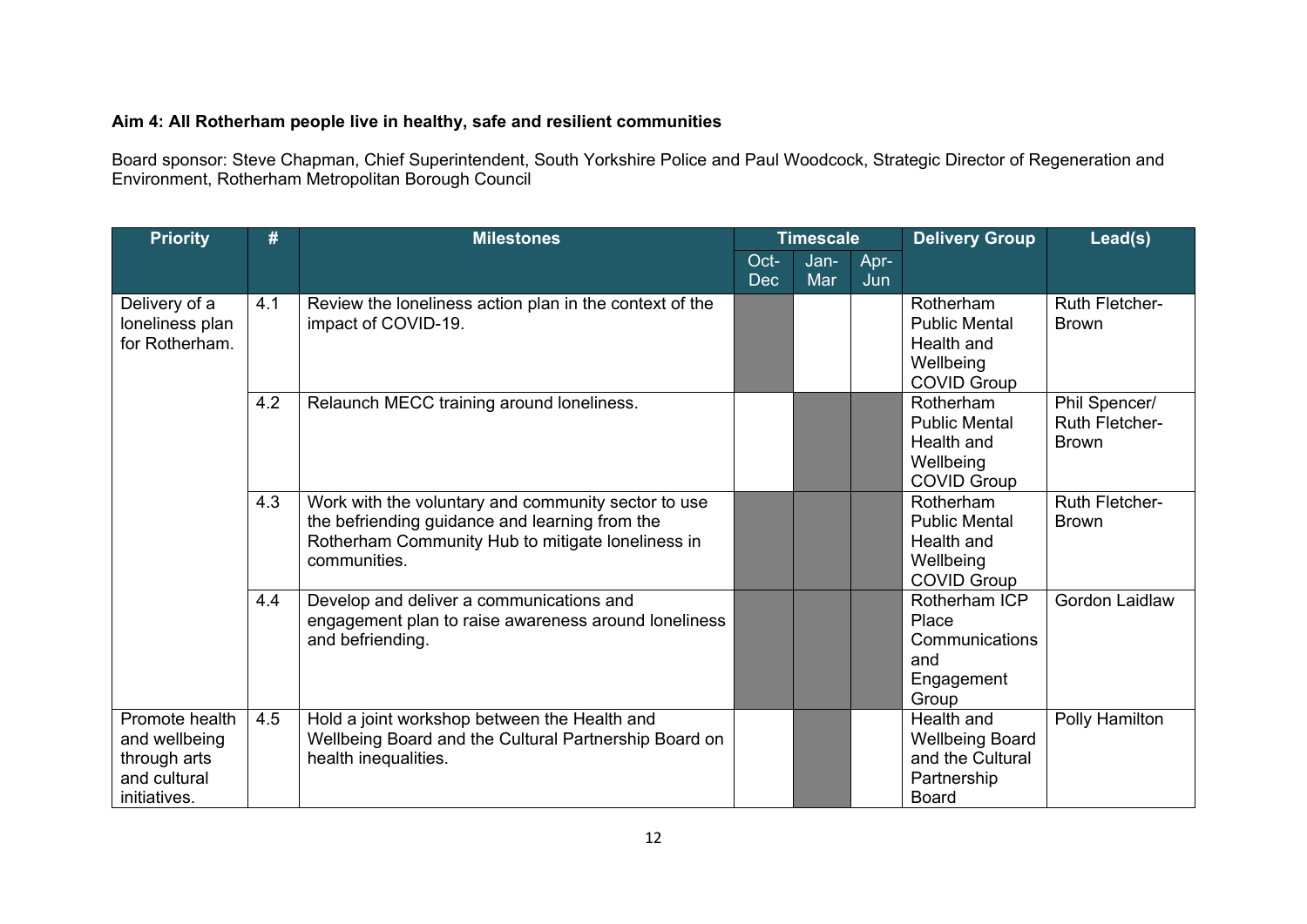**Aim 4: All Rotherham people live in healthy, safe and resilient communities**

Board sponsor: Steve Chapman, Chief Superintendent, South Yorkshire Police and Paul Woodcock, Strategic Director of Regeneration and Environment, Rotherham Metropolitan Borough Council

| Priority | # | Milestones | Timescale | | | Delivery Group | Lead(s) |
|---|---|---|---|---|---|---|---|
| | | | Oct-Dec | Jan-Mar | Apr-Jun | | |
| Delivery of a loneliness plan for Rotherham. | 4.1 | Review the loneliness action plan in the context of the impact of COVID-19. | ■ | | | Rotherham Public Mental Health and Wellbeing COVID Group | Ruth Fletcher-Brown |
| | 4.2 | Relaunch MECC training around loneliness. | | ■ | ■ | Rotherham Public Mental Health and Wellbeing COVID Group | Phil Spencer/ Ruth Fletcher-Brown |
| | 4.3 | Work with the voluntary and community sector to use the befriending guidance and learning from the Rotherham Community Hub to mitigate loneliness in communities. | ■ | ■ | ■ | Rotherham Public Mental Health and Wellbeing COVID Group | Ruth Fletcher-Brown |
| | 4.4 | Develop and deliver a communications and engagement plan to raise awareness around loneliness and befriending. | ■ | ■ | ■ | Rotherham ICP Place Communications and Engagement Group | Gordon Laidlaw |
| Promote health and wellbeing through arts and cultural initiatives. | 4.5 | Hold a joint workshop between the Health and Wellbeing Board and the Cultural Partnership Board on health inequalities. | | ■ | | Health and Wellbeing Board and the Cultural Partnership Board | Polly Hamilton |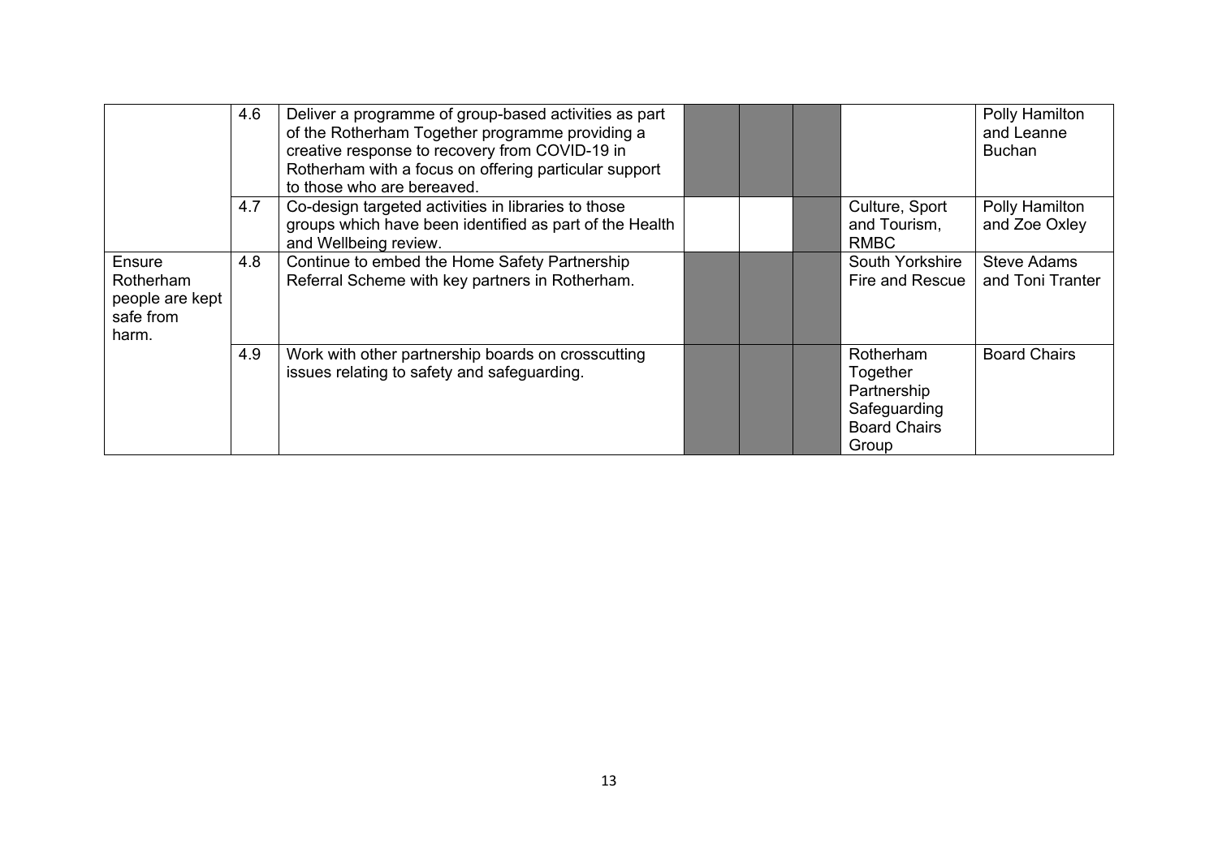| | | | | | | | |
|---|---|---|---|---|---|---|---|
| | 4.6 | Deliver a programme of group-based activities as part of the Rotherham Together programme providing a creative response to recovery from COVID-19 in Rotherham with a focus on offering particular support to those who are bereaved. | | | | | Polly Hamilton and Leanne Buchan |
| | 4.7 | Co-design targeted activities in libraries to those groups which have been identified as part of the Health and Wellbeing review. | | | | Culture, Sport and Tourism, RMBC | Polly Hamilton and Zoe Oxley |
| Ensure Rotherham people are kept safe from harm. | 4.8 | Continue to embed the Home Safety Partnership Referral Scheme with key partners in Rotherham. | | | | South Yorkshire Fire and Rescue | Steve Adams and Toni Tranter |
| | 4.9 | Work with other partnership boards on crosscutting issues relating to safety and safeguarding. | | | | Rotherham Together Partnership Safeguarding Board Chairs Group | Board Chairs |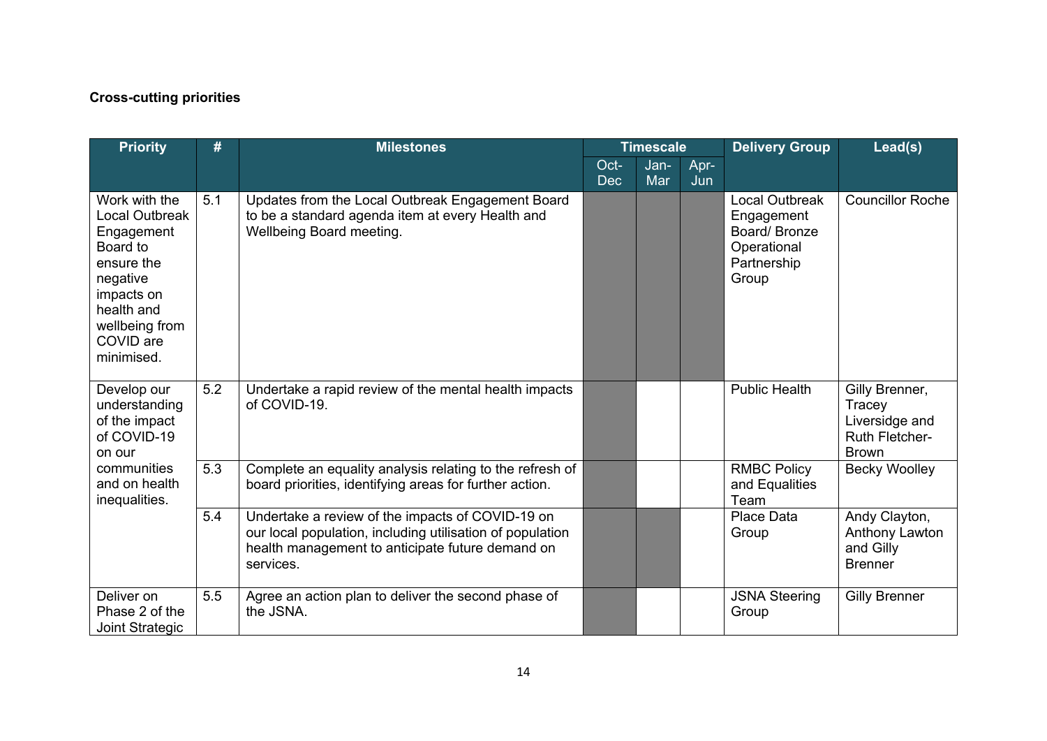**Cross-cutting priorities**

| Priority | # | Milestones | Timescale | | | Delivery Group | Lead(s) |
|---|---|---|---|---|---|---|---|
| | | | Oct-Dec | Jan-Mar | Apr-Jun | | |
| Work with the Local Outbreak Engagement Board to ensure the negative impacts on health and wellbeing from COVID are minimised. | 5.1 | Updates from the Local Outbreak Engagement Board to be a standard agenda item at every Health and Wellbeing Board meeting. | ■ | ■ | ■ | Local Outbreak Engagement Board/ Bronze Operational Partnership Group | Councillor Roche |
| Develop our understanding of the impact of COVID-19 on our communities and on health inequalities. | 5.2 | Undertake a rapid review of the mental health impacts of COVID-19. | ■ | | | Public Health | Gilly Brenner, Tracey Liversidge and Ruth Fletcher-Brown |
| | 5.3 | Complete an equality analysis relating to the refresh of board priorities, identifying areas for further action. | ■ | | | RMBC Policy and Equalities Team | Becky Woolley |
| | 5.4 | Undertake a review of the impacts of COVID-19 on our local population, including utilisation of population health management to anticipate future demand on services. | ■ | ■ | | Place Data Group | Andy Clayton, Anthony Lawton and Gilly Brenner |
| Deliver on Phase 2 of the Joint Strategic | 5.5 | Agree an action plan to deliver the second phase of the JSNA. | ■ | | | JSNA Steering Group | Gilly Brenner |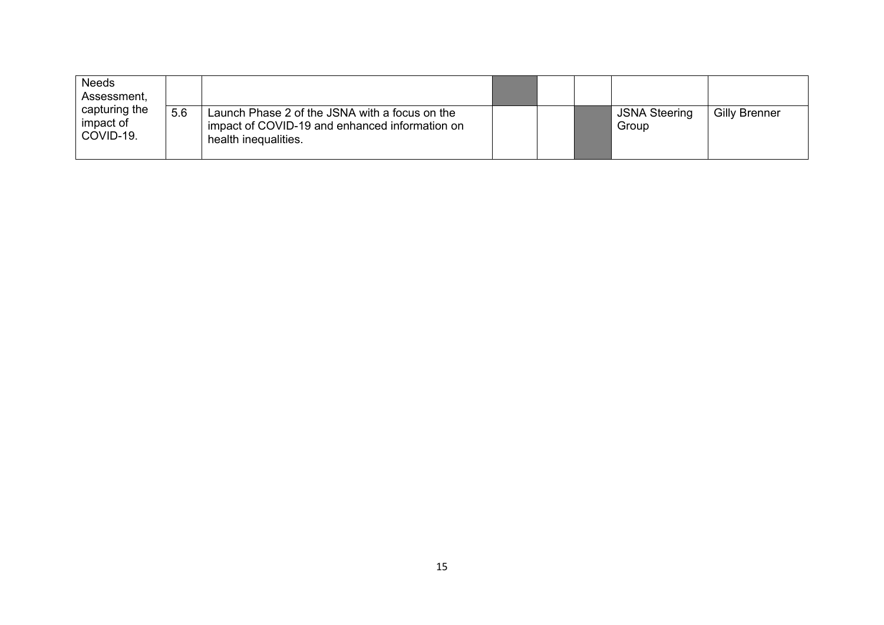| | | | | | | | |
|---|---|---|---|---|---|---|---|
| Needs Assessment, capturing the impact of COVID-19. | | | | | | | |
| | 5.6 | Launch Phase 2 of the JSNA with a focus on the impact of COVID-19 and enhanced information on health inequalities. | | | | JSNA Steering Group | Gilly Brenner |